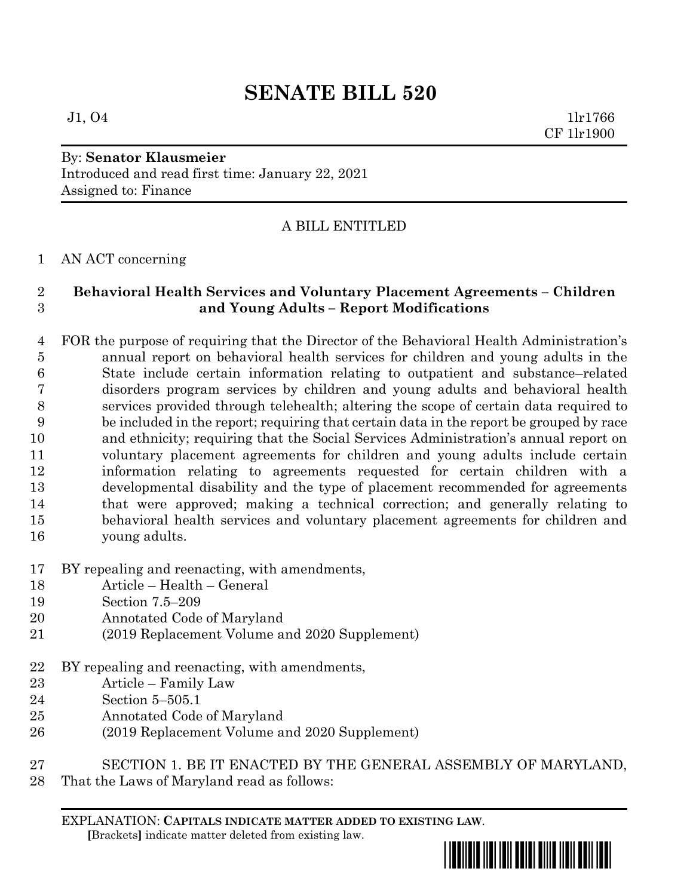# SENATE BILL 520

J1, O4 1lr1766
CF 1lr1900

By: **Senator Klausmeier**
Introduced and read first time: January 22, 2021
Assigned to: Finance

A BILL ENTITLED

AN ACT concerning

**Behavioral Health Services and Voluntary Placement Agreements – Children and Young Adults – Report Modifications**

FOR the purpose of requiring that the Director of the Behavioral Health Administration's annual report on behavioral health services for children and young adults in the State include certain information relating to outpatient and substance–related disorders program services by children and young adults and behavioral health services provided through telehealth; altering the scope of certain data required to be included in the report; requiring that certain data in the report be grouped by race and ethnicity; requiring that the Social Services Administration's annual report on voluntary placement agreements for children and young adults include certain information relating to agreements requested for certain children with a developmental disability and the type of placement recommended for agreements that were approved; making a technical correction; and generally relating to behavioral health services and voluntary placement agreements for children and young adults.

BY repealing and reenacting, with amendments,
Article – Health – General
Section 7.5–209
Annotated Code of Maryland
(2019 Replacement Volume and 2020 Supplement)

BY repealing and reenacting, with amendments,
Article – Family Law
Section 5–505.1
Annotated Code of Maryland
(2019 Replacement Volume and 2020 Supplement)

SECTION 1. BE IT ENACTED BY THE GENERAL ASSEMBLY OF MARYLAND, That the Laws of Maryland read as follows:

EXPLANATION: **CAPITALS INDICATE MATTER ADDED TO EXISTING LAW**.
**[**Brackets**]** indicate matter deleted from existing law.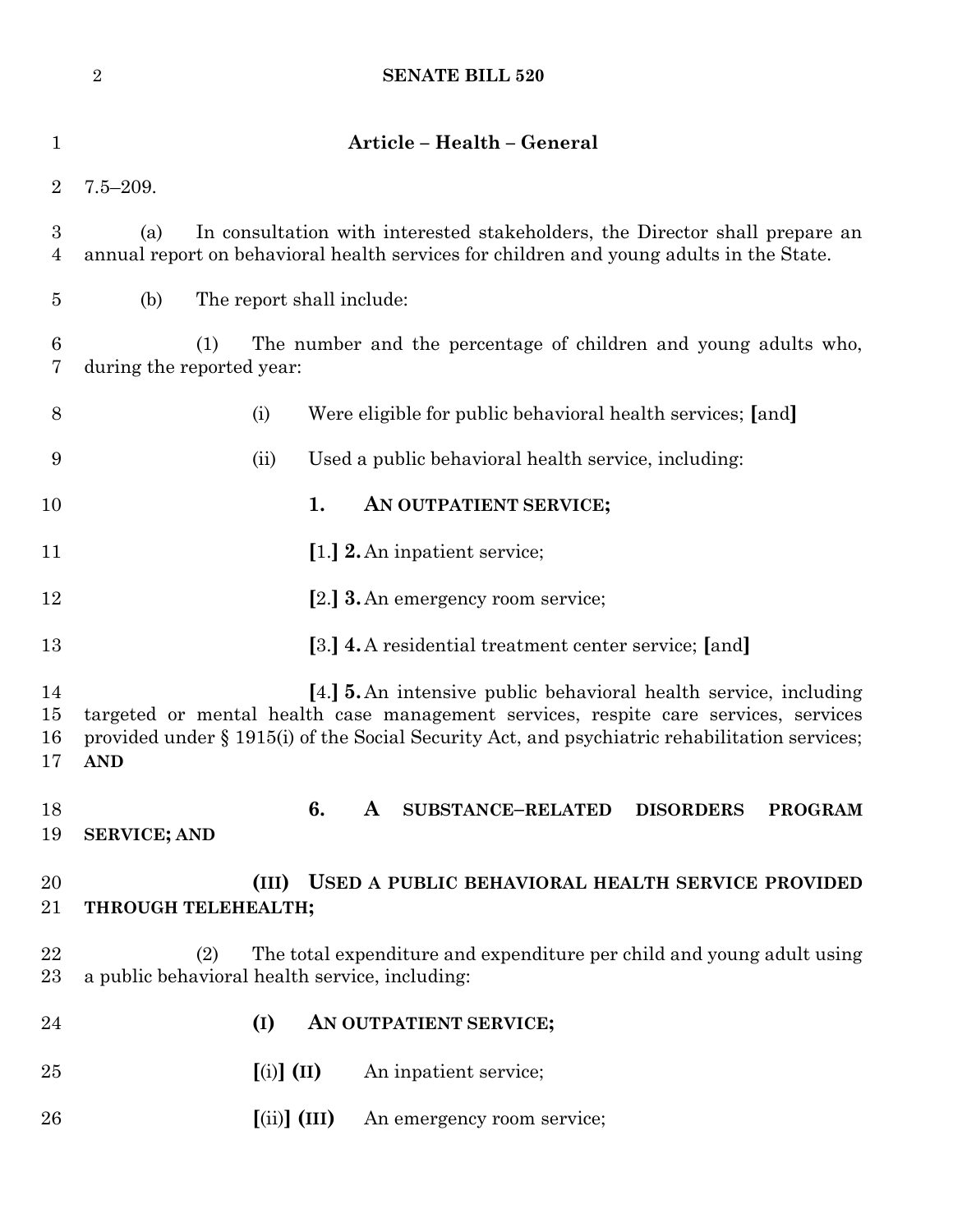**Article – Health – General**

7.5–209.

(a) In consultation with interested stakeholders, the Director shall prepare an annual report on behavioral health services for children and young adults in the State.

(b) The report shall include:

(1) The number and the percentage of children and young adults who, during the reported year:

(i) Were eligible for public behavioral health services; [and]

(ii) Used a public behavioral health service, including:

**1. AN OUTPATIENT SERVICE;**

[1.] **2.** An inpatient service;

[2.] **3.** An emergency room service;

[3.] **4.** A residential treatment center service; [and]

[4.] **5.** An intensive public behavioral health service, including targeted or mental health case management services, respite care services, services provided under § 1915(i) of the Social Security Act, and psychiatric rehabilitation services; **AND**

**6. A SUBSTANCE–RELATED DISORDERS PROGRAM SERVICE; AND**

**(III) USED A PUBLIC BEHAVIORAL HEALTH SERVICE PROVIDED THROUGH TELEHEALTH;**

(2) The total expenditure and expenditure per child and young adult using a public behavioral health service, including:

**(I) AN OUTPATIENT SERVICE;**

[(i)] **(II)** An inpatient service;

[(ii)] **(III)** An emergency room service;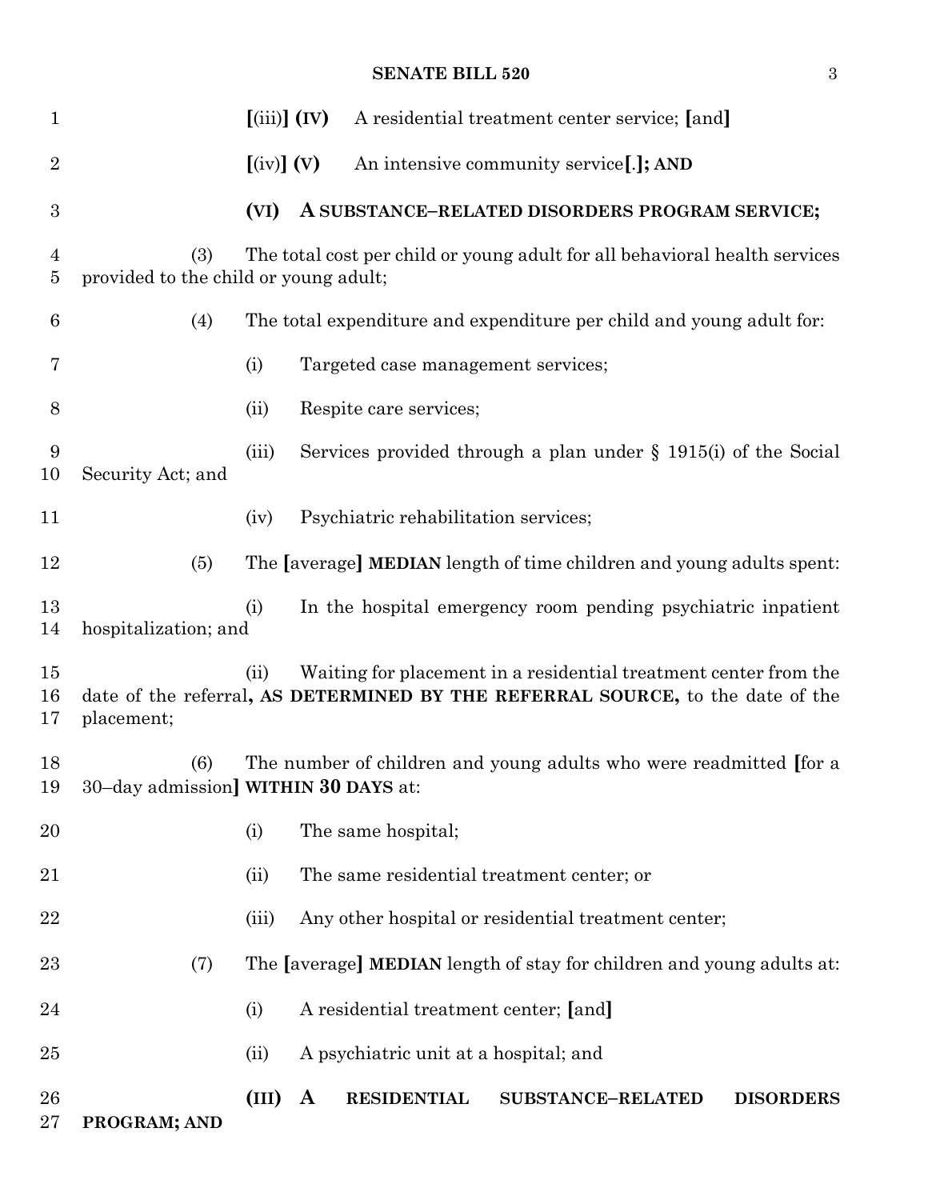[(iii)] **(IV)** A residential treatment center service; [and]

[(iv)] **(V)** An intensive community service[.]**; AND**

**(VI) A SUBSTANCE–RELATED DISORDERS PROGRAM SERVICE;**

(3) The total cost per child or young adult for all behavioral health services provided to the child or young adult;

(4) The total expenditure and expenditure per child and young adult for:

(i) Targeted case management services;

(ii) Respite care services;

(iii) Services provided through a plan under § 1915(i) of the Social Security Act; and

(iv) Psychiatric rehabilitation services;

(5) The [average] **MEDIAN** length of time children and young adults spent:

(i) In the hospital emergency room pending psychiatric inpatient hospitalization; and

(ii) Waiting for placement in a residential treatment center from the date of the referral**, AS DETERMINED BY THE REFERRAL SOURCE,** to the date of the placement;

(6) The number of children and young adults who were readmitted [for a 30–day admission] **WITHIN 30 DAYS** at:

(i) The same hospital;

(ii) The same residential treatment center; or

(iii) Any other hospital or residential treatment center;

(7) The [average] **MEDIAN** length of stay for children and young adults at:

(i) A residential treatment center; [and]

(ii) A psychiatric unit at a hospital; and

**(III) A RESIDENTIAL SUBSTANCE–RELATED DISORDERS PROGRAM; AND**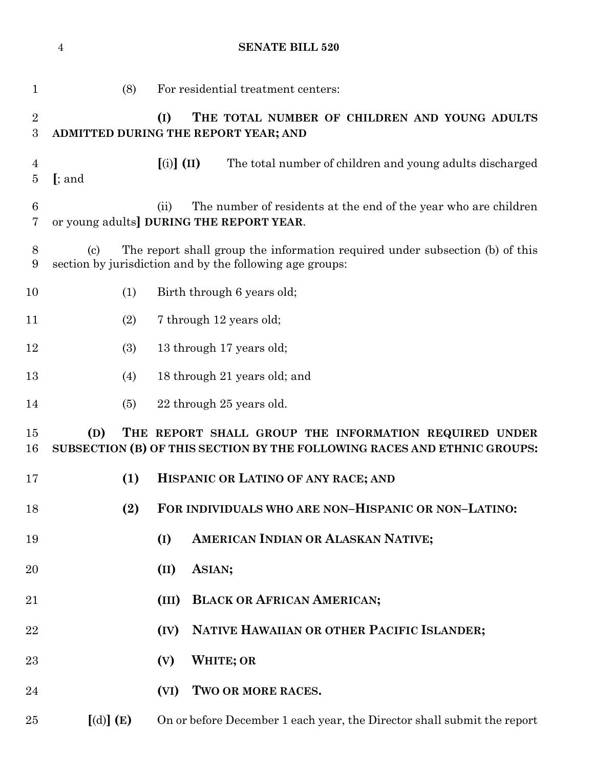(8) For residential treatment centers:

**(I) THE TOTAL NUMBER OF CHILDREN AND YOUNG ADULTS ADMITTED DURING THE REPORT YEAR; AND**

[(i)] **(II)** The total number of children and young adults discharged [; and

(ii) The number of residents at the end of the year who are children or young adults] **DURING THE REPORT YEAR**.

(c) The report shall group the information required under subsection (b) of this section by jurisdiction and by the following age groups:

(1) Birth through 6 years old;

(2) 7 through 12 years old;

(3) 13 through 17 years old;

(4) 18 through 21 years old; and

(5) 22 through 25 years old.

**(D) THE REPORT SHALL GROUP THE INFORMATION REQUIRED UNDER SUBSECTION (B) OF THIS SECTION BY THE FOLLOWING RACES AND ETHNIC GROUPS:**

**(1) HISPANIC OR LATINO OF ANY RACE; AND**

**(2) FOR INDIVIDUALS WHO ARE NON–HISPANIC OR NON–LATINO:**

**(I) AMERICAN INDIAN OR ALASKAN NATIVE;**

**(II) ASIAN;**

**(III) BLACK OR AFRICAN AMERICAN;**

**(IV) NATIVE HAWAIIAN OR OTHER PACIFIC ISLANDER;**

**(V) WHITE; OR**

**(VI) TWO OR MORE RACES.**

[(d)] **(E)** On or before December 1 each year, the Director shall submit the report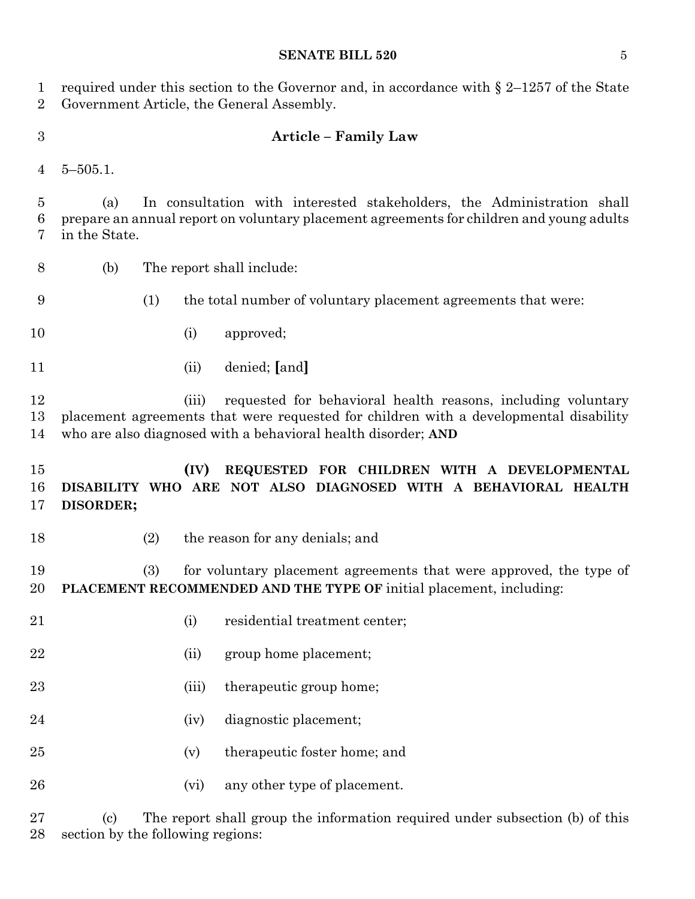required under this section to the Governor and, in accordance with § 2–1257 of the State Government Article, the General Assembly.

**Article – Family Law**

5–505.1.

(a) In consultation with interested stakeholders, the Administration shall prepare an annual report on voluntary placement agreements for children and young adults in the State.

(b) The report shall include:

(1) the total number of voluntary placement agreements that were:

(i) approved;

(ii) denied; **[**and**]**

(iii) requested for behavioral health reasons, including voluntary placement agreements that were requested for children with a developmental disability who are also diagnosed with a behavioral health disorder; **AND**

**(IV) REQUESTED FOR CHILDREN WITH A DEVELOPMENTAL DISABILITY WHO ARE NOT ALSO DIAGNOSED WITH A BEHAVIORAL HEALTH DISORDER;**

(2) the reason for any denials; and

(3) for voluntary placement agreements that were approved, the type of **PLACEMENT RECOMMENDED AND THE TYPE OF** initial placement, including:

(i) residential treatment center;

(ii) group home placement;

(iii) therapeutic group home;

(iv) diagnostic placement;

(v) therapeutic foster home; and

(vi) any other type of placement.

(c) The report shall group the information required under subsection (b) of this section by the following regions: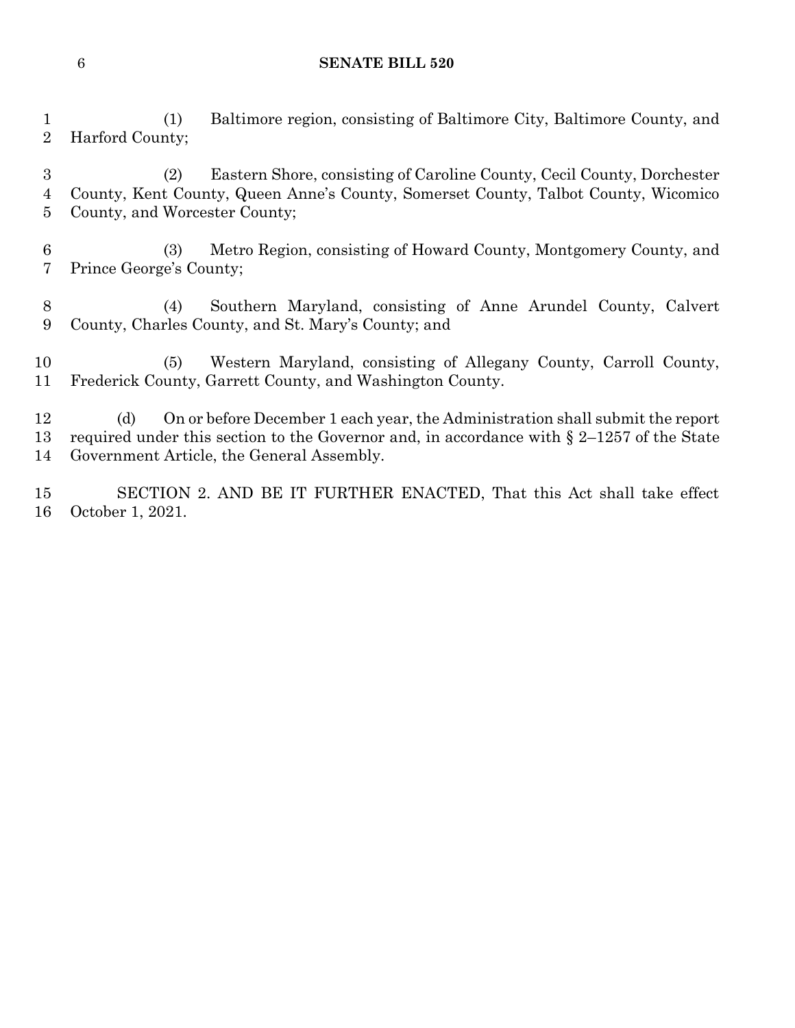(1) Baltimore region, consisting of Baltimore City, Baltimore County, and Harford County;

(2) Eastern Shore, consisting of Caroline County, Cecil County, Dorchester County, Kent County, Queen Anne's County, Somerset County, Talbot County, Wicomico County, and Worcester County;

(3) Metro Region, consisting of Howard County, Montgomery County, and Prince George's County;

(4) Southern Maryland, consisting of Anne Arundel County, Calvert County, Charles County, and St. Mary's County; and

(5) Western Maryland, consisting of Allegany County, Carroll County, Frederick County, Garrett County, and Washington County.

(d) On or before December 1 each year, the Administration shall submit the report required under this section to the Governor and, in accordance with § 2–1257 of the State Government Article, the General Assembly.

SECTION 2. AND BE IT FURTHER ENACTED, That this Act shall take effect October 1, 2021.